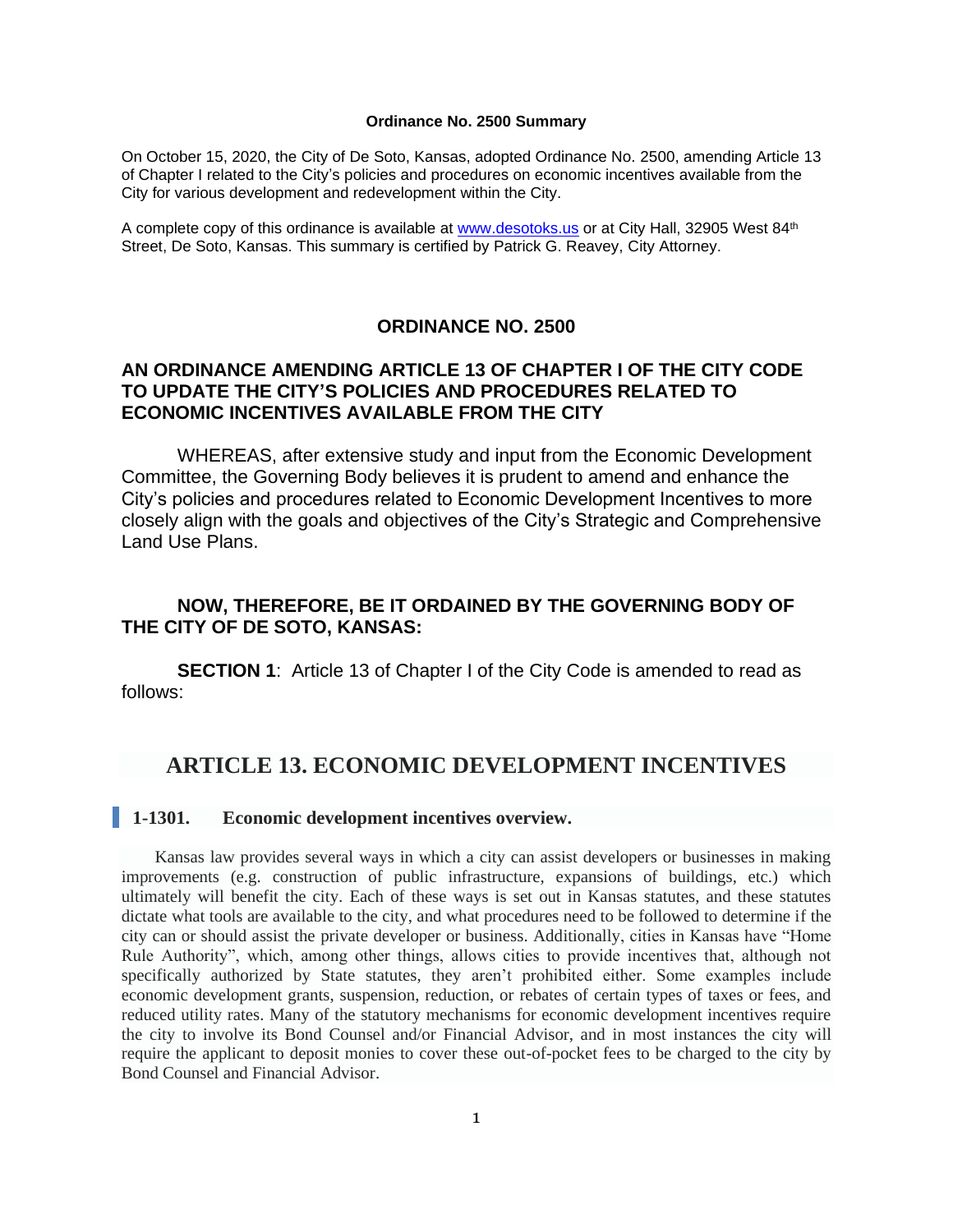**Ordinance No. 2500 Summary**

On October 15, 2020, the City of De Soto, Kansas, adopted Ordinance No. 2500, amending Article 13 of Chapter I related to the City's policies and procedures on economic incentives available from the City for various development and redevelopment within the City.

A complete copy of this ordinance is available at [www.desotoks.us](www.desotoks.us) or at City Hall, 32905 West 84th Street, De Soto, Kansas. This summary is certified by Patrick G. Reavey, City Attorney.

# ORDINANCE NO. 2500

## AN ORDINANCE AMENDING ARTICLE 13 OF CHAPTER I OF THE CITY CODE TO UPDATE THE CITY'S POLICIES AND PROCEDURES RELATED TO ECONOMIC INCENTIVES AVAILABLE FROM THE CITY

WHEREAS, after extensive study and input from the Economic Development Committee, the Governing Body believes it is prudent to amend and enhance the City's policies and procedures related to Economic Development Incentives to more closely align with the goals and objectives of the City's Strategic and Comprehensive Land Use Plans.

**NOW, THEREFORE, BE IT ORDAINED BY THE GOVERNING BODY OF THE CITY OF DE SOTO, KANSAS:**

**SECTION 1**: Article 13 of Chapter I of the City Code is amended to read as follows:

## ARTICLE 13. ECONOMIC DEVELOPMENT INCENTIVES

### 1-1301. Economic development incentives overview.

Kansas law provides several ways in which a city can assist developers or businesses in making improvements (e.g. construction of public infrastructure, expansions of buildings, etc.) which ultimately will benefit the city. Each of these ways is set out in Kansas statutes, and these statutes dictate what tools are available to the city, and what procedures need to be followed to determine if the city can or should assist the private developer or business. Additionally, cities in Kansas have "Home Rule Authority", which, among other things, allows cities to provide incentives that, although not specifically authorized by State statutes, they aren't prohibited either. Some examples include economic development grants, suspension, reduction, or rebates of certain types of taxes or fees, and reduced utility rates. Many of the statutory mechanisms for economic development incentives require the city to involve its Bond Counsel and/or Financial Advisor, and in most instances the city will require the applicant to deposit monies to cover these out-of-pocket fees to be charged to the city by Bond Counsel and Financial Advisor.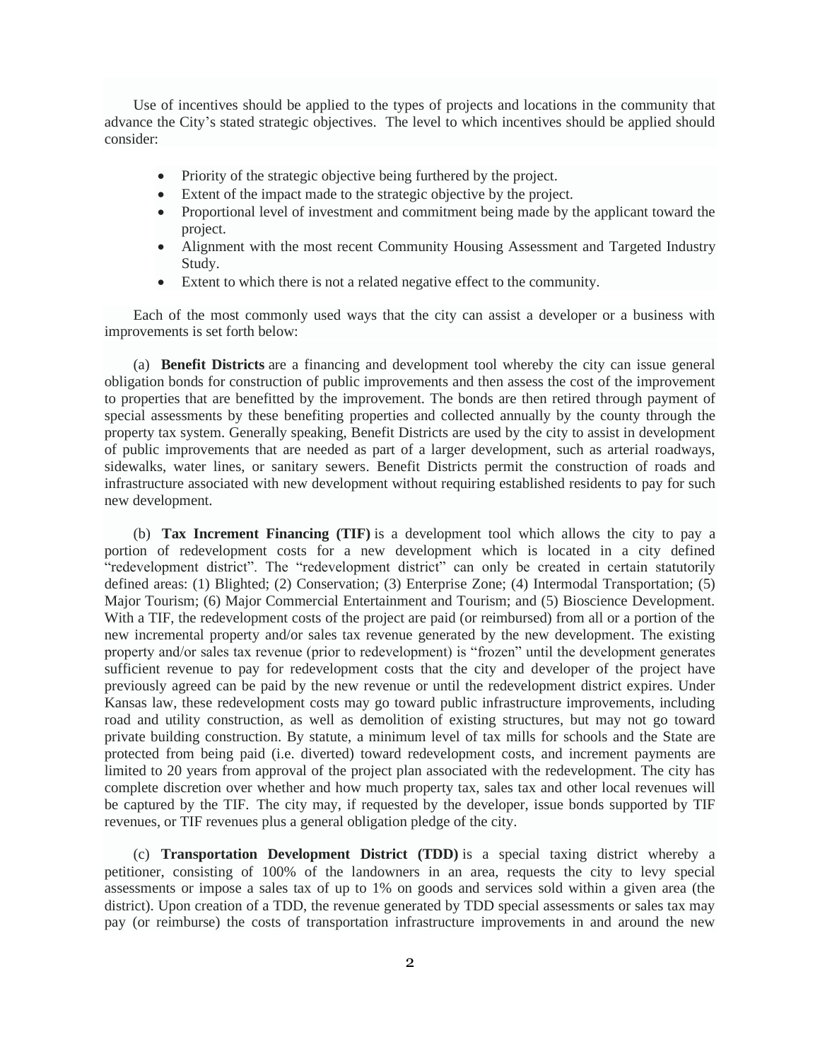Use of incentives should be applied to the types of projects and locations in the community that advance the City's stated strategic objectives. The level to which incentives should be applied should consider:

- Priority of the strategic objective being furthered by the project.
- Extent of the impact made to the strategic objective by the project.
- Proportional level of investment and commitment being made by the applicant toward the project.
- Alignment with the most recent Community Housing Assessment and Targeted Industry Study.
- Extent to which there is not a related negative effect to the community.

Each of the most commonly used ways that the city can assist a developer or a business with improvements is set forth below:

(a) **Benefit Districts** are a financing and development tool whereby the city can issue general obligation bonds for construction of public improvements and then assess the cost of the improvement to properties that are benefitted by the improvement. The bonds are then retired through payment of special assessments by these benefiting properties and collected annually by the county through the property tax system. Generally speaking, Benefit Districts are used by the city to assist in development of public improvements that are needed as part of a larger development, such as arterial roadways, sidewalks, water lines, or sanitary sewers. Benefit Districts permit the construction of roads and infrastructure associated with new development without requiring established residents to pay for such new development.

(b) **Tax Increment Financing (TIF)** is a development tool which allows the city to pay a portion of redevelopment costs for a new development which is located in a city defined "redevelopment district". The "redevelopment district" can only be created in certain statutorily defined areas: (1) Blighted; (2) Conservation; (3) Enterprise Zone; (4) Intermodal Transportation; (5) Major Tourism; (6) Major Commercial Entertainment and Tourism; and (5) Bioscience Development. With a TIF, the redevelopment costs of the project are paid (or reimbursed) from all or a portion of the new incremental property and/or sales tax revenue generated by the new development. The existing property and/or sales tax revenue (prior to redevelopment) is "frozen" until the development generates sufficient revenue to pay for redevelopment costs that the city and developer of the project have previously agreed can be paid by the new revenue or until the redevelopment district expires. Under Kansas law, these redevelopment costs may go toward public infrastructure improvements, including road and utility construction, as well as demolition of existing structures, but may not go toward private building construction. By statute, a minimum level of tax mills for schools and the State are protected from being paid (i.e. diverted) toward redevelopment costs, and increment payments are limited to 20 years from approval of the project plan associated with the redevelopment. The city has complete discretion over whether and how much property tax, sales tax and other local revenues will be captured by the TIF. The city may, if requested by the developer, issue bonds supported by TIF revenues, or TIF revenues plus a general obligation pledge of the city.

(c) **Transportation Development District (TDD)** is a special taxing district whereby a petitioner, consisting of 100% of the landowners in an area, requests the city to levy special assessments or impose a sales tax of up to 1% on goods and services sold within a given area (the district). Upon creation of a TDD, the revenue generated by TDD special assessments or sales tax may pay (or reimburse) the costs of transportation infrastructure improvements in and around the new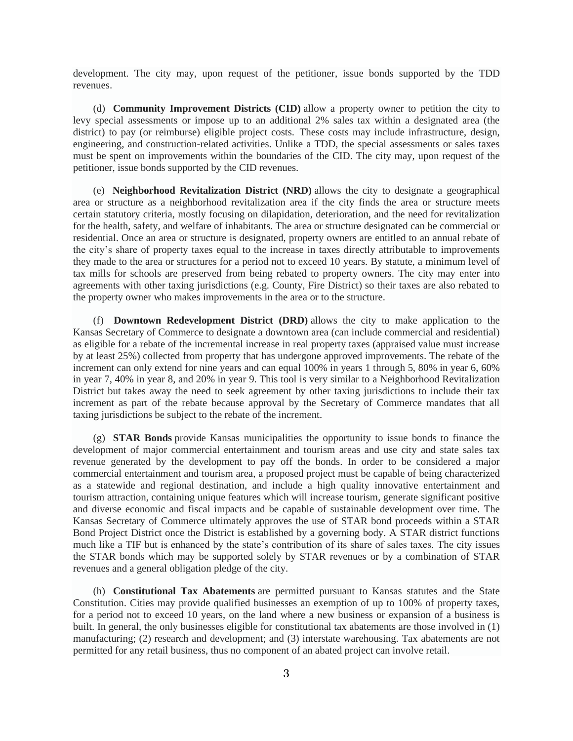development. The city may, upon request of the petitioner, issue bonds supported by the TDD revenues.

(d) **Community Improvement Districts (CID)** allow a property owner to petition the city to levy special assessments or impose up to an additional 2% sales tax within a designated area (the district) to pay (or reimburse) eligible project costs. These costs may include infrastructure, design, engineering, and construction-related activities. Unlike a TDD, the special assessments or sales taxes must be spent on improvements within the boundaries of the CID. The city may, upon request of the petitioner, issue bonds supported by the CID revenues.

(e) **Neighborhood Revitalization District (NRD)** allows the city to designate a geographical area or structure as a neighborhood revitalization area if the city finds the area or structure meets certain statutory criteria, mostly focusing on dilapidation, deterioration, and the need for revitalization for the health, safety, and welfare of inhabitants. The area or structure designated can be commercial or residential. Once an area or structure is designated, property owners are entitled to an annual rebate of the city's share of property taxes equal to the increase in taxes directly attributable to improvements they made to the area or structures for a period not to exceed 10 years. By statute, a minimum level of tax mills for schools are preserved from being rebated to property owners. The city may enter into agreements with other taxing jurisdictions (e.g. County, Fire District) so their taxes are also rebated to the property owner who makes improvements in the area or to the structure.

(f) **Downtown Redevelopment District (DRD)** allows the city to make application to the Kansas Secretary of Commerce to designate a downtown area (can include commercial and residential) as eligible for a rebate of the incremental increase in real property taxes (appraised value must increase by at least 25%) collected from property that has undergone approved improvements. The rebate of the increment can only extend for nine years and can equal 100% in years 1 through 5, 80% in year 6, 60% in year 7, 40% in year 8, and 20% in year 9. This tool is very similar to a Neighborhood Revitalization District but takes away the need to seek agreement by other taxing jurisdictions to include their tax increment as part of the rebate because approval by the Secretary of Commerce mandates that all taxing jurisdictions be subject to the rebate of the increment.

(g) **STAR Bonds** provide Kansas municipalities the opportunity to issue bonds to finance the development of major commercial entertainment and tourism areas and use city and state sales tax revenue generated by the development to pay off the bonds. In order to be considered a major commercial entertainment and tourism area, a proposed project must be capable of being characterized as a statewide and regional destination, and include a high quality innovative entertainment and tourism attraction, containing unique features which will increase tourism, generate significant positive and diverse economic and fiscal impacts and be capable of sustainable development over time. The Kansas Secretary of Commerce ultimately approves the use of STAR bond proceeds within a STAR Bond Project District once the District is established by a governing body. A STAR district functions much like a TIF but is enhanced by the state's contribution of its share of sales taxes. The city issues the STAR bonds which may be supported solely by STAR revenues or by a combination of STAR revenues and a general obligation pledge of the city.

(h) **Constitutional Tax Abatements** are permitted pursuant to Kansas statutes and the State Constitution. Cities may provide qualified businesses an exemption of up to 100% of property taxes, for a period not to exceed 10 years, on the land where a new business or expansion of a business is built. In general, the only businesses eligible for constitutional tax abatements are those involved in (1) manufacturing; (2) research and development; and (3) interstate warehousing. Tax abatements are not permitted for any retail business, thus no component of an abated project can involve retail.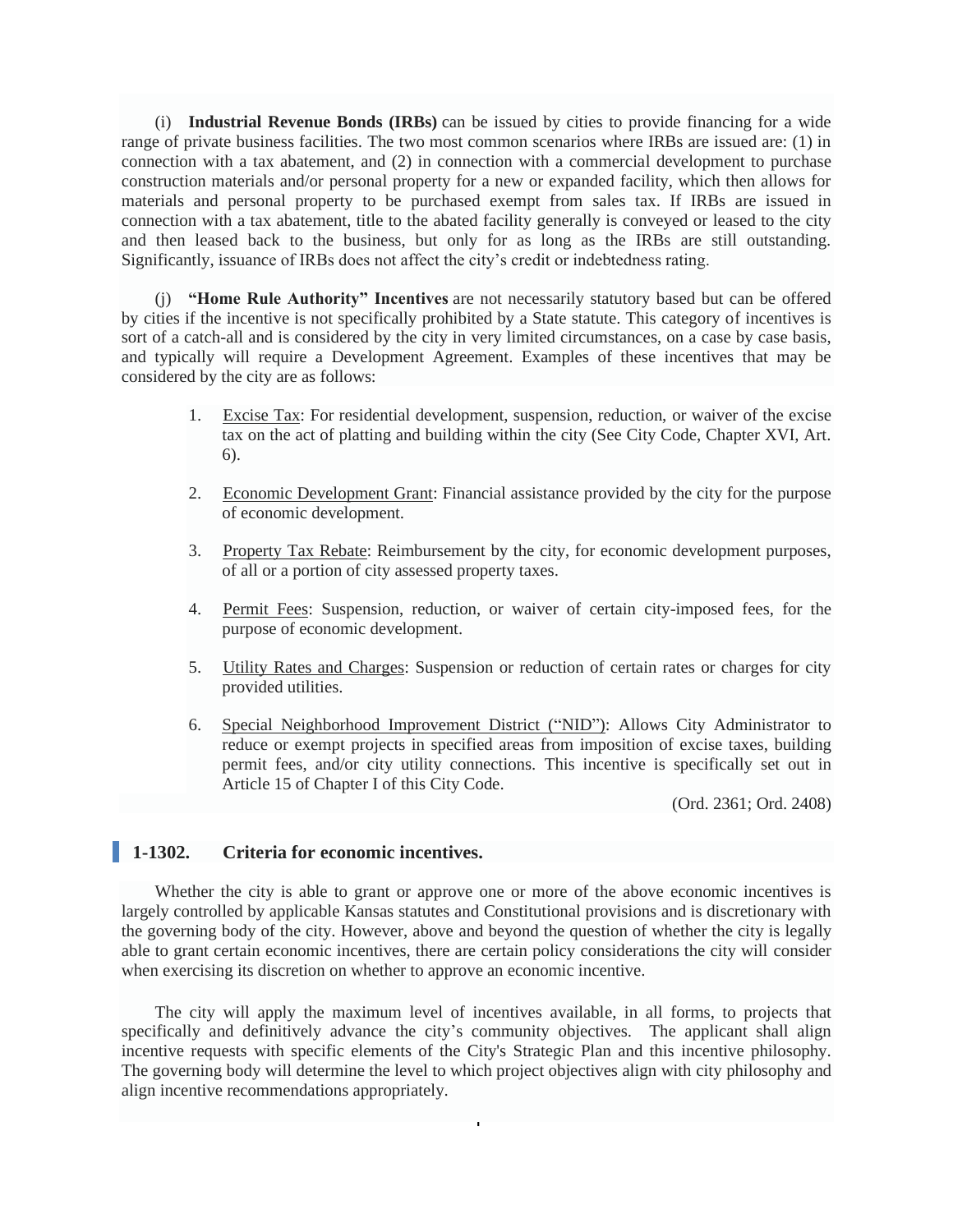(i) **Industrial Revenue Bonds (IRBs)** can be issued by cities to provide financing for a wide range of private business facilities. The two most common scenarios where IRBs are issued are: (1) in connection with a tax abatement, and (2) in connection with a commercial development to purchase construction materials and/or personal property for a new or expanded facility, which then allows for materials and personal property to be purchased exempt from sales tax. If IRBs are issued in connection with a tax abatement, title to the abated facility generally is conveyed or leased to the city and then leased back to the business, but only for as long as the IRBs are still outstanding. Significantly, issuance of IRBs does not affect the city's credit or indebtedness rating.

(j) **"Home Rule Authority" Incentives** are not necessarily statutory based but can be offered by cities if the incentive is not specifically prohibited by a State statute. This category of incentives is sort of a catch-all and is considered by the city in very limited circumstances, on a case by case basis, and typically will require a Development Agreement. Examples of these incentives that may be considered by the city are as follows:

1. <u>Excise Tax</u>: For residential development, suspension, reduction, or waiver of the excise tax on the act of platting and building within the city (See City Code, Chapter XVI, Art. 6).

2. <u>Economic Development Grant</u>: Financial assistance provided by the city for the purpose of economic development.

3. <u>Property Tax Rebate</u>: Reimbursement by the city, for economic development purposes, of all or a portion of city assessed property taxes.

4. <u>Permit Fees</u>: Suspension, reduction, or waiver of certain city-imposed fees, for the purpose of economic development.

5. <u>Utility Rates and Charges</u>: Suspension or reduction of certain rates or charges for city provided utilities.

6. <u>Special Neighborhood Improvement District ("NID")</u>: Allows City Administrator to reduce or exempt projects in specified areas from imposition of excise taxes, building permit fees, and/or city utility connections. This incentive is specifically set out in Article 15 of Chapter I of this City Code.

(Ord. 2361; Ord. 2408)

## 1-1302. Criteria for economic incentives.

Whether the city is able to grant or approve one or more of the above economic incentives is largely controlled by applicable Kansas statutes and Constitutional provisions and is discretionary with the governing body of the city. However, above and beyond the question of whether the city is legally able to grant certain economic incentives, there are certain policy considerations the city will consider when exercising its discretion on whether to approve an economic incentive.

The city will apply the maximum level of incentives available, in all forms, to projects that specifically and definitively advance the city's community objectives. The applicant shall align incentive requests with specific elements of the City's Strategic Plan and this incentive philosophy. The governing body will determine the level to which project objectives align with city philosophy and align incentive recommendations appropriately.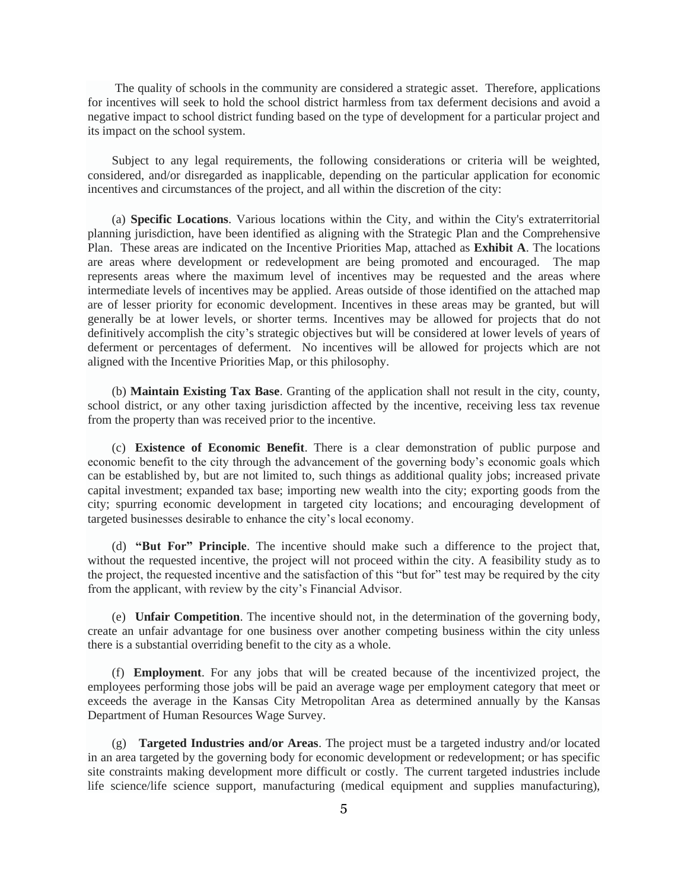The quality of schools in the community are considered a strategic asset. Therefore, applications for incentives will seek to hold the school district harmless from tax deferment decisions and avoid a negative impact to school district funding based on the type of development for a particular project and its impact on the school system.

Subject to any legal requirements, the following considerations or criteria will be weighted, considered, and/or disregarded as inapplicable, depending on the particular application for economic incentives and circumstances of the project, and all within the discretion of the city:

(a) **Specific Locations**. Various locations within the City, and within the City's extraterritorial planning jurisdiction, have been identified as aligning with the Strategic Plan and the Comprehensive Plan. These areas are indicated on the Incentive Priorities Map, attached as **Exhibit A**. The locations are areas where development or redevelopment are being promoted and encouraged. The map represents areas where the maximum level of incentives may be requested and the areas where intermediate levels of incentives may be applied. Areas outside of those identified on the attached map are of lesser priority for economic development. Incentives in these areas may be granted, but will generally be at lower levels, or shorter terms. Incentives may be allowed for projects that do not definitively accomplish the city's strategic objectives but will be considered at lower levels of years of deferment or percentages of deferment. No incentives will be allowed for projects which are not aligned with the Incentive Priorities Map, or this philosophy.

(b) **Maintain Existing Tax Base**. Granting of the application shall not result in the city, county, school district, or any other taxing jurisdiction affected by the incentive, receiving less tax revenue from the property than was received prior to the incentive.

(c) **Existence of Economic Benefit**. There is a clear demonstration of public purpose and economic benefit to the city through the advancement of the governing body's economic goals which can be established by, but are not limited to, such things as additional quality jobs; increased private capital investment; expanded tax base; importing new wealth into the city; exporting goods from the city; spurring economic development in targeted city locations; and encouraging development of targeted businesses desirable to enhance the city's local economy.

(d) **"But For" Principle**. The incentive should make such a difference to the project that, without the requested incentive, the project will not proceed within the city. A feasibility study as to the project, the requested incentive and the satisfaction of this "but for" test may be required by the city from the applicant, with review by the city's Financial Advisor.

(e) **Unfair Competition**. The incentive should not, in the determination of the governing body, create an unfair advantage for one business over another competing business within the city unless there is a substantial overriding benefit to the city as a whole.

(f) **Employment**. For any jobs that will be created because of the incentivized project, the employees performing those jobs will be paid an average wage per employment category that meet or exceeds the average in the Kansas City Metropolitan Area as determined annually by the Kansas Department of Human Resources Wage Survey.

(g) **Targeted Industries and/or Areas**. The project must be a targeted industry and/or located in an area targeted by the governing body for economic development or redevelopment; or has specific site constraints making development more difficult or costly. The current targeted industries include life science/life science support, manufacturing (medical equipment and supplies manufacturing),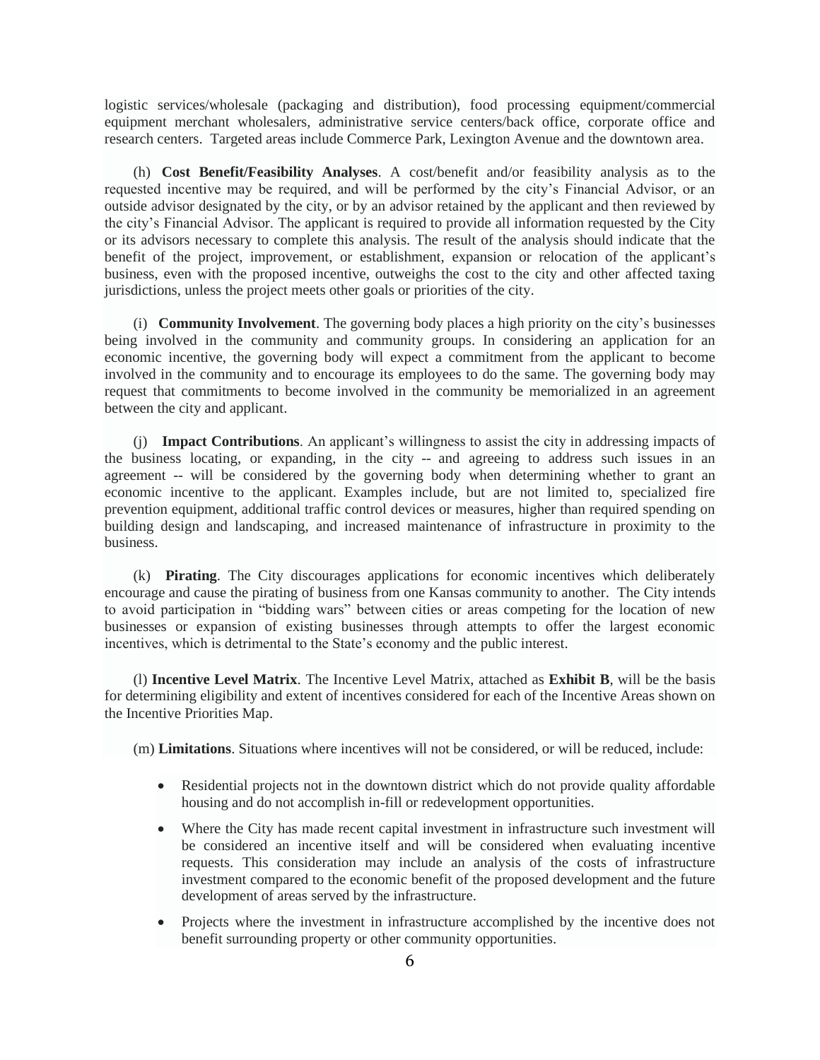logistic services/wholesale (packaging and distribution), food processing equipment/commercial equipment merchant wholesalers, administrative service centers/back office, corporate office and research centers. Targeted areas include Commerce Park, Lexington Avenue and the downtown area.

(h) **Cost Benefit/Feasibility Analyses**. A cost/benefit and/or feasibility analysis as to the requested incentive may be required, and will be performed by the city's Financial Advisor, or an outside advisor designated by the city, or by an advisor retained by the applicant and then reviewed by the city's Financial Advisor. The applicant is required to provide all information requested by the City or its advisors necessary to complete this analysis. The result of the analysis should indicate that the benefit of the project, improvement, or establishment, expansion or relocation of the applicant's business, even with the proposed incentive, outweighs the cost to the city and other affected taxing jurisdictions, unless the project meets other goals or priorities of the city.

(i) **Community Involvement**. The governing body places a high priority on the city's businesses being involved in the community and community groups. In considering an application for an economic incentive, the governing body will expect a commitment from the applicant to become involved in the community and to encourage its employees to do the same. The governing body may request that commitments to become involved in the community be memorialized in an agreement between the city and applicant.

(j) **Impact Contributions**. An applicant's willingness to assist the city in addressing impacts of the business locating, or expanding, in the city -- and agreeing to address such issues in an agreement -- will be considered by the governing body when determining whether to grant an economic incentive to the applicant. Examples include, but are not limited to, specialized fire prevention equipment, additional traffic control devices or measures, higher than required spending on building design and landscaping, and increased maintenance of infrastructure in proximity to the business.

(k) **Pirating**. The City discourages applications for economic incentives which deliberately encourage and cause the pirating of business from one Kansas community to another. The City intends to avoid participation in "bidding wars" between cities or areas competing for the location of new businesses or expansion of existing businesses through attempts to offer the largest economic incentives, which is detrimental to the State's economy and the public interest.

(l) **Incentive Level Matrix**. The Incentive Level Matrix, attached as **Exhibit B**, will be the basis for determining eligibility and extent of incentives considered for each of the Incentive Areas shown on the Incentive Priorities Map.

(m) **Limitations**. Situations where incentives will not be considered, or will be reduced, include:

- Residential projects not in the downtown district which do not provide quality affordable housing and do not accomplish in-fill or redevelopment opportunities.
- Where the City has made recent capital investment in infrastructure such investment will be considered an incentive itself and will be considered when evaluating incentive requests. This consideration may include an analysis of the costs of infrastructure investment compared to the economic benefit of the proposed development and the future development of areas served by the infrastructure.
- Projects where the investment in infrastructure accomplished by the incentive does not benefit surrounding property or other community opportunities.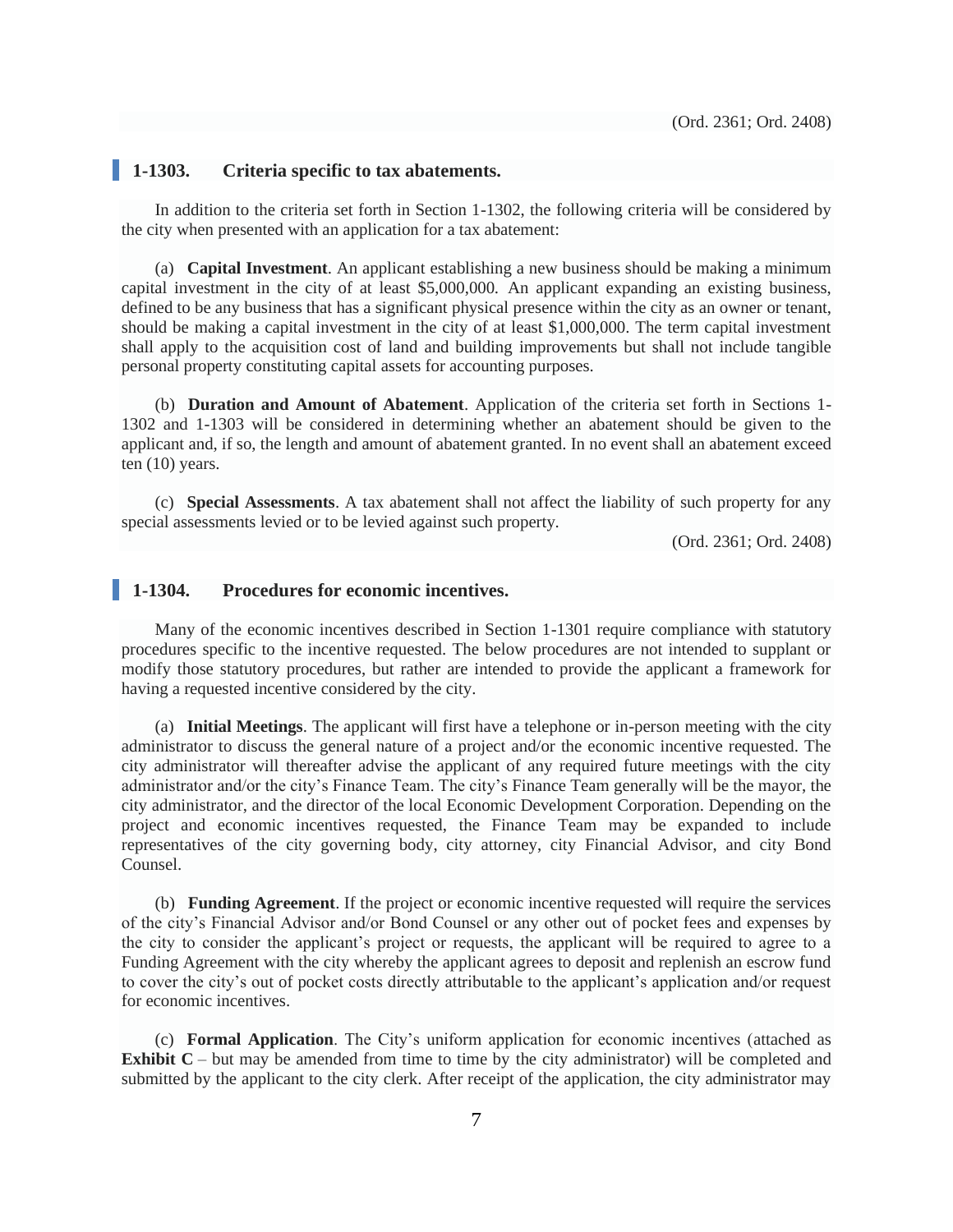(Ord. 2361; Ord. 2408)

## 1-1303. Criteria specific to tax abatements.

In addition to the criteria set forth in Section 1-1302, the following criteria will be considered by the city when presented with an application for a tax abatement:

(a) **Capital Investment**. An applicant establishing a new business should be making a minimum capital investment in the city of at least $5,000,000. An applicant expanding an existing business, defined to be any business that has a significant physical presence within the city as an owner or tenant, should be making a capital investment in the city of at least $1,000,000. The term capital investment shall apply to the acquisition cost of land and building improvements but shall not include tangible personal property constituting capital assets for accounting purposes.

(b) **Duration and Amount of Abatement**. Application of the criteria set forth in Sections 1-1302 and 1-1303 will be considered in determining whether an abatement should be given to the applicant and, if so, the length and amount of abatement granted. In no event shall an abatement exceed ten (10) years.

(c) **Special Assessments**. A tax abatement shall not affect the liability of such property for any special assessments levied or to be levied against such property.

(Ord. 2361; Ord. 2408)

## 1-1304. Procedures for economic incentives.

Many of the economic incentives described in Section 1-1301 require compliance with statutory procedures specific to the incentive requested. The below procedures are not intended to supplant or modify those statutory procedures, but rather are intended to provide the applicant a framework for having a requested incentive considered by the city.

(a) **Initial Meetings**. The applicant will first have a telephone or in-person meeting with the city administrator to discuss the general nature of a project and/or the economic incentive requested. The city administrator will thereafter advise the applicant of any required future meetings with the city administrator and/or the city's Finance Team. The city's Finance Team generally will be the mayor, the city administrator, and the director of the local Economic Development Corporation. Depending on the project and economic incentives requested, the Finance Team may be expanded to include representatives of the city governing body, city attorney, city Financial Advisor, and city Bond Counsel.

(b) **Funding Agreement**. If the project or economic incentive requested will require the services of the city's Financial Advisor and/or Bond Counsel or any other out of pocket fees and expenses by the city to consider the applicant's project or requests, the applicant will be required to agree to a Funding Agreement with the city whereby the applicant agrees to deposit and replenish an escrow fund to cover the city's out of pocket costs directly attributable to the applicant's application and/or request for economic incentives.

(c) **Formal Application**. The City's uniform application for economic incentives (attached as **Exhibit C** – but may be amended from time to time by the city administrator) will be completed and submitted by the applicant to the city clerk. After receipt of the application, the city administrator may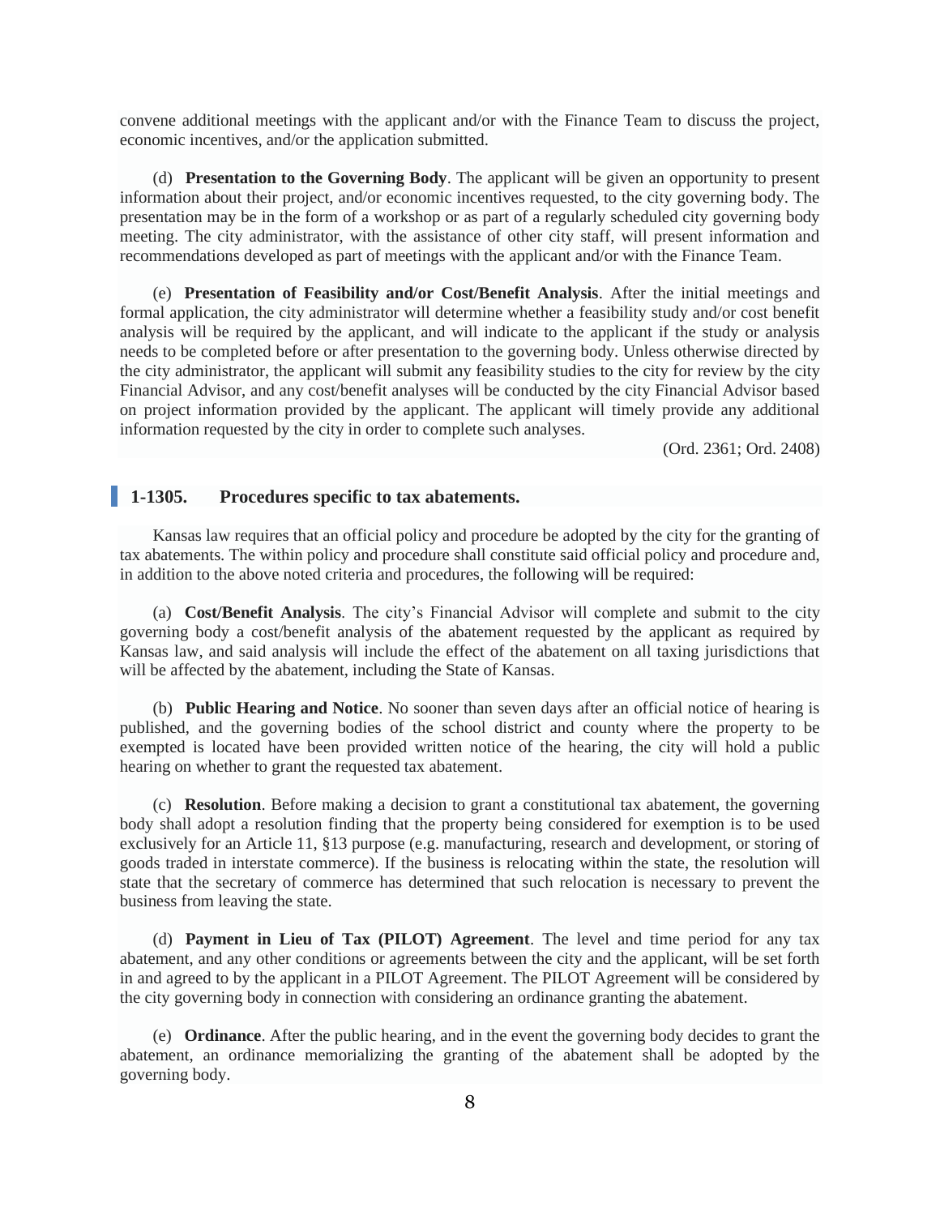convene additional meetings with the applicant and/or with the Finance Team to discuss the project, economic incentives, and/or the application submitted.

(d) **Presentation to the Governing Body**. The applicant will be given an opportunity to present information about their project, and/or economic incentives requested, to the city governing body. The presentation may be in the form of a workshop or as part of a regularly scheduled city governing body meeting. The city administrator, with the assistance of other city staff, will present information and recommendations developed as part of meetings with the applicant and/or with the Finance Team.

(e) **Presentation of Feasibility and/or Cost/Benefit Analysis**. After the initial meetings and formal application, the city administrator will determine whether a feasibility study and/or cost benefit analysis will be required by the applicant, and will indicate to the applicant if the study or analysis needs to be completed before or after presentation to the governing body. Unless otherwise directed by the city administrator, the applicant will submit any feasibility studies to the city for review by the city Financial Advisor, and any cost/benefit analyses will be conducted by the city Financial Advisor based on project information provided by the applicant. The applicant will timely provide any additional information requested by the city in order to complete such analyses.

(Ord. 2361; Ord. 2408)

## 1-1305. Procedures specific to tax abatements.

Kansas law requires that an official policy and procedure be adopted by the city for the granting of tax abatements. The within policy and procedure shall constitute said official policy and procedure and, in addition to the above noted criteria and procedures, the following will be required:

(a) **Cost/Benefit Analysis**. The city's Financial Advisor will complete and submit to the city governing body a cost/benefit analysis of the abatement requested by the applicant as required by Kansas law, and said analysis will include the effect of the abatement on all taxing jurisdictions that will be affected by the abatement, including the State of Kansas.

(b) **Public Hearing and Notice**. No sooner than seven days after an official notice of hearing is published, and the governing bodies of the school district and county where the property to be exempted is located have been provided written notice of the hearing, the city will hold a public hearing on whether to grant the requested tax abatement.

(c) **Resolution**. Before making a decision to grant a constitutional tax abatement, the governing body shall adopt a resolution finding that the property being considered for exemption is to be used exclusively for an Article 11, §13 purpose (e.g. manufacturing, research and development, or storing of goods traded in interstate commerce). If the business is relocating within the state, the resolution will state that the secretary of commerce has determined that such relocation is necessary to prevent the business from leaving the state.

(d) **Payment in Lieu of Tax (PILOT) Agreement**. The level and time period for any tax abatement, and any other conditions or agreements between the city and the applicant, will be set forth in and agreed to by the applicant in a PILOT Agreement. The PILOT Agreement will be considered by the city governing body in connection with considering an ordinance granting the abatement.

(e) **Ordinance**. After the public hearing, and in the event the governing body decides to grant the abatement, an ordinance memorializing the granting of the abatement shall be adopted by the governing body.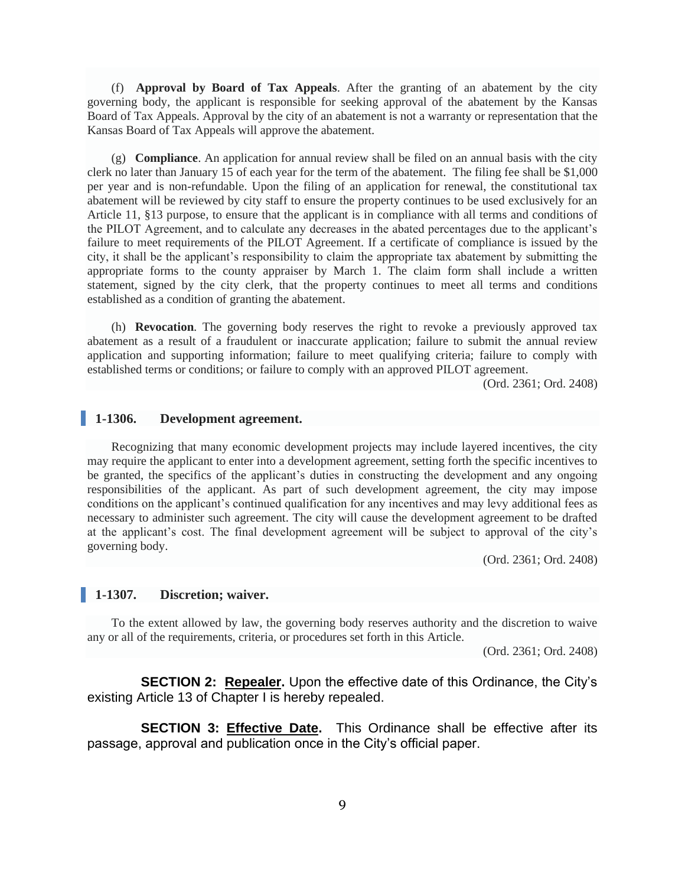(f) **Approval by Board of Tax Appeals**. After the granting of an abatement by the city governing body, the applicant is responsible for seeking approval of the abatement by the Kansas Board of Tax Appeals. Approval by the city of an abatement is not a warranty or representation that the Kansas Board of Tax Appeals will approve the abatement.

(g) **Compliance**. An application for annual review shall be filed on an annual basis with the city clerk no later than January 15 of each year for the term of the abatement. The filing fee shall be $1,000 per year and is non-refundable. Upon the filing of an application for renewal, the constitutional tax abatement will be reviewed by city staff to ensure the property continues to be used exclusively for an Article 11, §13 purpose, to ensure that the applicant is in compliance with all terms and conditions of the PILOT Agreement, and to calculate any decreases in the abated percentages due to the applicant's failure to meet requirements of the PILOT Agreement. If a certificate of compliance is issued by the city, it shall be the applicant's responsibility to claim the appropriate tax abatement by submitting the appropriate forms to the county appraiser by March 1. The claim form shall include a written statement, signed by the city clerk, that the property continues to meet all terms and conditions established as a condition of granting the abatement.

(h) **Revocation**. The governing body reserves the right to revoke a previously approved tax abatement as a result of a fraudulent or inaccurate application; failure to submit the annual review application and supporting information; failure to meet qualifying criteria; failure to comply with established terms or conditions; or failure to comply with an approved PILOT agreement.

(Ord. 2361; Ord. 2408)

### 1-1306. Development agreement.

Recognizing that many economic development projects may include layered incentives, the city may require the applicant to enter into a development agreement, setting forth the specific incentives to be granted, the specifics of the applicant's duties in constructing the development and any ongoing responsibilities of the applicant. As part of such development agreement, the city may impose conditions on the applicant's continued qualification for any incentives and may levy additional fees as necessary to administer such agreement. The city will cause the development agreement to be drafted at the applicant's cost. The final development agreement will be subject to approval of the city's governing body.

(Ord. 2361; Ord. 2408)

### 1-1307. Discretion; waiver.

To the extent allowed by law, the governing body reserves authority and the discretion to waive any or all of the requirements, criteria, or procedures set forth in this Article.

(Ord. 2361; Ord. 2408)

**SECTION 2: Repealer.** Upon the effective date of this Ordinance, the City's existing Article 13 of Chapter I is hereby repealed.

**SECTION 3: Effective Date.** This Ordinance shall be effective after its passage, approval and publication once in the City's official paper.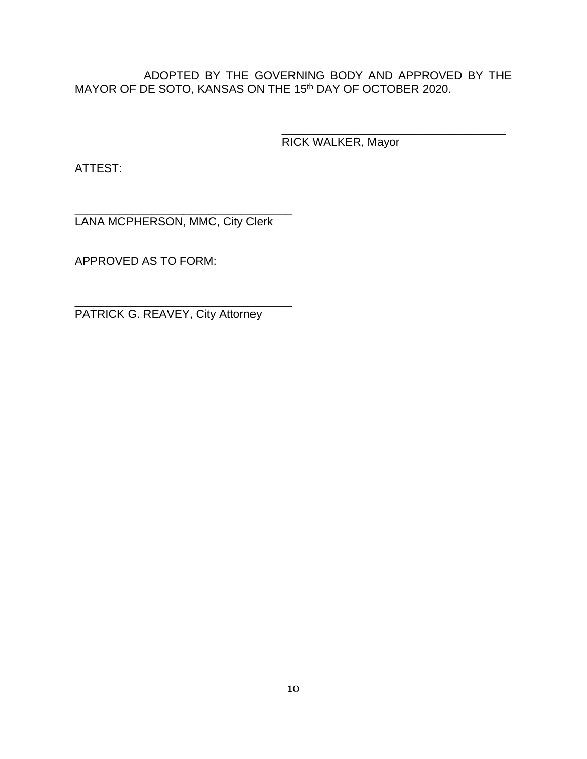ADOPTED BY THE GOVERNING BODY AND APPROVED BY THE MAYOR OF DE SOTO, KANSAS ON THE 15th DAY OF OCTOBER 2020.

\_\_\_\_\_\_\_\_\_\_\_\_\_\_\_\_\_\_\_\_\_\_\_\_\_\_\_\_\_\_\_\_\_\_\_\_\_

RICK WALKER, Mayor

ATTEST:

\_\_\_\_\_\_\_\_\_\_\_\_\_\_\_\_\_\_\_\_\_\_\_\_\_\_\_\_\_\_\_\_\_\_\_\_\_

LANA MCPHERSON, MMC, City Clerk

APPROVED AS TO FORM:

\_\_\_\_\_\_\_\_\_\_\_\_\_\_\_\_\_\_\_\_\_\_\_\_\_\_\_\_\_\_\_\_\_\_\_\_\_

PATRICK G. REAVEY, City Attorney